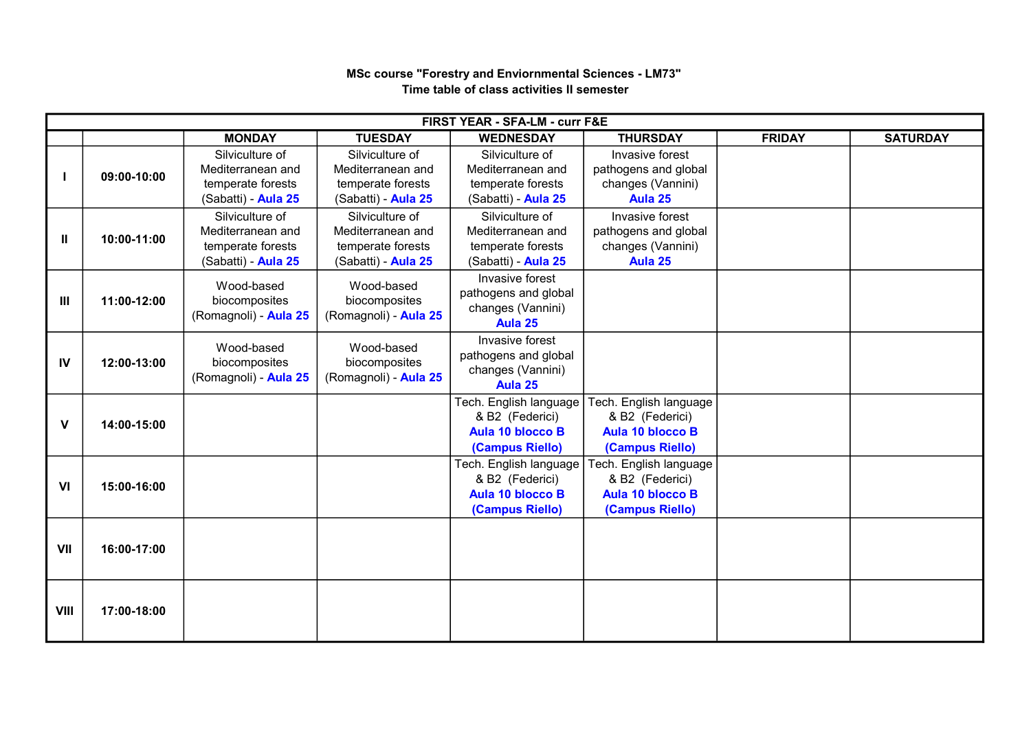**MSc course "Forestry and Enviornmental Sciences - LM73"**
**Time table of class activities II semester**

| FIRST YEAR - SFA-LM - curr F&E | | | | | | | |
|---|---|---|---|---|---|---|---|
| | | **MONDAY** | **TUESDAY** | **WEDNESDAY** | **THURSDAY** | **FRIDAY** | **SATURDAY** |
| **I** | **09:00-10:00** | Silviculture of Mediterranean and temperate forests (Sabatti) - **Aula 25** | Silviculture of Mediterranean and temperate forests (Sabatti) - **Aula 25** | Silviculture of Mediterranean and temperate forests (Sabatti) - **Aula 25** | Invasive forest pathogens and global changes (Vannini) **Aula 25** | | |
| **II** | **10:00-11:00** | Silviculture of Mediterranean and temperate forests (Sabatti) - **Aula 25** | Silviculture of Mediterranean and temperate forests (Sabatti) - **Aula 25** | Silviculture of Mediterranean and temperate forests (Sabatti) - **Aula 25** | Invasive forest pathogens and global changes (Vannini) **Aula 25** | | |
| **III** | **11:00-12:00** | Wood-based biocomposites (Romagnoli) - **Aula 25** | Wood-based biocomposites (Romagnoli) - **Aula 25** | Invasive forest pathogens and global changes (Vannini) **Aula 25** | | | |
| **IV** | **12:00-13:00** | Wood-based biocomposites (Romagnoli) - **Aula 25** | Wood-based biocomposites (Romagnoli) - **Aula 25** | Invasive forest pathogens and global changes (Vannini) **Aula 25** | | | |
| **V** | **14:00-15:00** | | | Tech. English language & B2 (Federici) **Aula 10 blocco B (Campus Riello)** | Tech. English language & B2 (Federici) **Aula 10 blocco B (Campus Riello)** | | |
| **VI** | **15:00-16:00** | | | Tech. English language & B2 (Federici) **Aula 10 blocco B (Campus Riello)** | Tech. English language & B2 (Federici) **Aula 10 blocco B (Campus Riello)** | | |
| **VII** | **16:00-17:00** | | | | | | |
| **VIII** | **17:00-18:00** | | | | | | |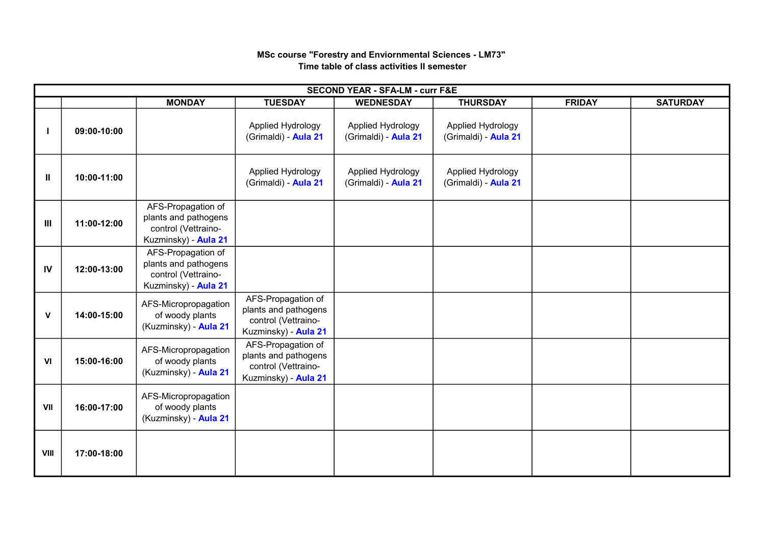**MSc course "Forestry and Enviornmental Sciences - LM73"**
**Time table of class activities II semester**

| SECOND YEAR - SFA-LM - curr F&E | | | | | | | |
|---|---|---|---|---|---|---|---|
| | | **MONDAY** | **TUESDAY** | **WEDNESDAY** | **THURSDAY** | **FRIDAY** | **SATURDAY** |
| **I** | **09:00-10:00** | | Applied Hydrology (Grimaldi) - **Aula 21** | Applied Hydrology (Grimaldi) - **Aula 21** | Applied Hydrology (Grimaldi) - **Aula 21** | | |
| **II** | **10:00-11:00** | | Applied Hydrology (Grimaldi) - **Aula 21** | Applied Hydrology (Grimaldi) - **Aula 21** | Applied Hydrology (Grimaldi) - **Aula 21** | | |
| **III** | **11:00-12:00** | AFS-Propagation of plants and pathogens control (Vettraino-Kuzminsky) - **Aula 21** | | | | | |
| **IV** | **12:00-13:00** | AFS-Propagation of plants and pathogens control (Vettraino-Kuzminsky) - **Aula 21** | | | | | |
| **V** | **14:00-15:00** | AFS-Micropropagation of woody plants (Kuzminsky) - **Aula 21** | AFS-Propagation of plants and pathogens control (Vettraino-Kuzminsky) - **Aula 21** | | | | |
| **VI** | **15:00-16:00** | AFS-Micropropagation of woody plants (Kuzminsky) - **Aula 21** | AFS-Propagation of plants and pathogens control (Vettraino-Kuzminsky) - **Aula 21** | | | | |
| **VII** | **16:00-17:00** | AFS-Micropropagation of woody plants (Kuzminsky) - **Aula 21** | | | | | |
| **VIII** | **17:00-18:00** | | | | | | |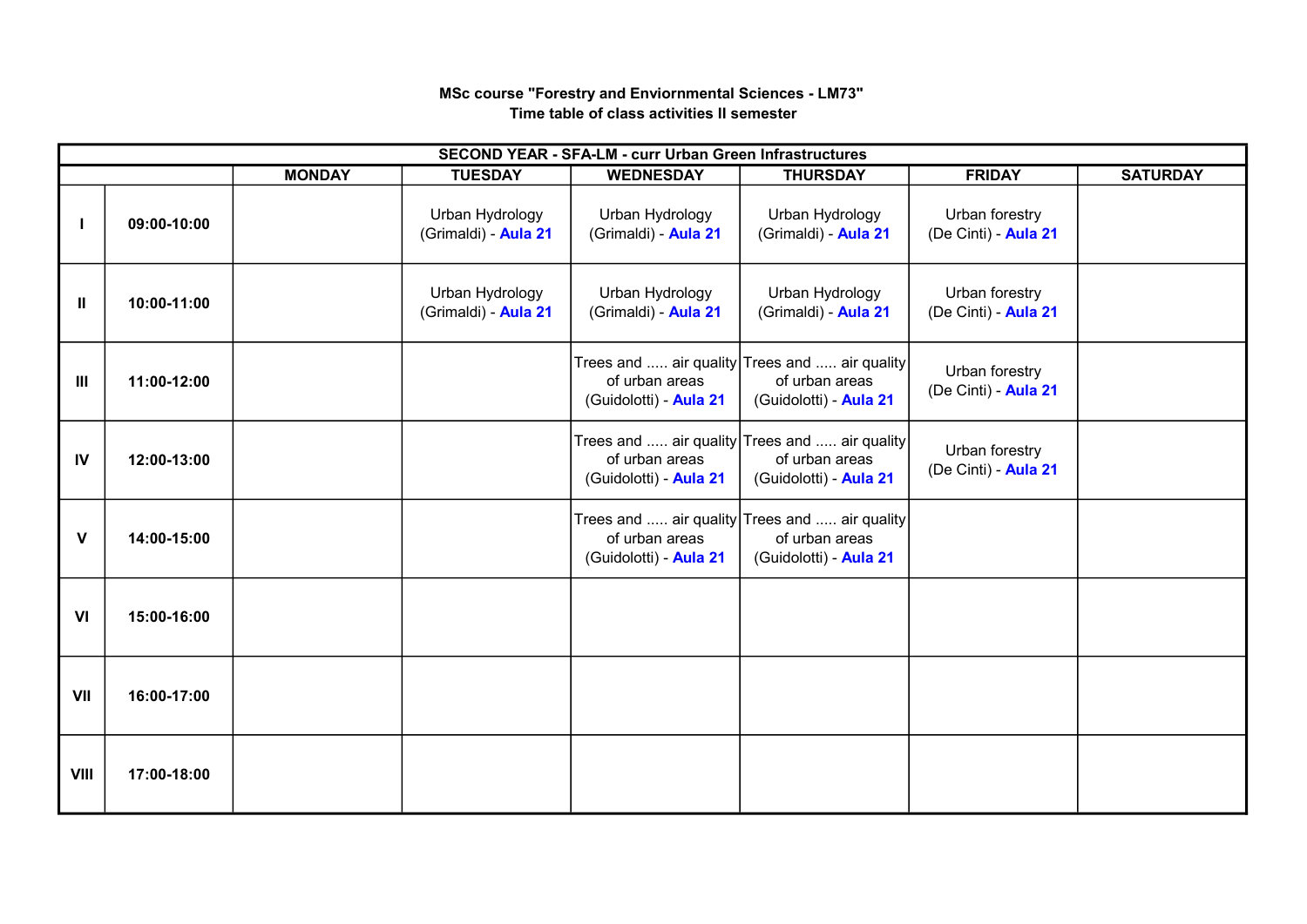**MSc course "Forestry and Enviornmental Sciences - LM73"**
**Time table of class activities II semester**

| SECOND YEAR - SFA-LM - curr Urban Green Infrastructures | | | | | | | |
|---|---|---|---|---|---|---|---|
| | | **MONDAY** | **TUESDAY** | **WEDNESDAY** | **THURSDAY** | **FRIDAY** | **SATURDAY** |
| **I** | **09:00-10:00** | | Urban Hydrology (Grimaldi) - **Aula 21** | Urban Hydrology (Grimaldi) - **Aula 21** | Urban Hydrology (Grimaldi) - **Aula 21** | Urban forestry (De Cinti) - **Aula 21** | |
| **II** | **10:00-11:00** | | Urban Hydrology (Grimaldi) - **Aula 21** | Urban Hydrology (Grimaldi) - **Aula 21** | Urban Hydrology (Grimaldi) - **Aula 21** | Urban forestry (De Cinti) - **Aula 21** | |
| **III** | **11:00-12:00** | | | Trees and ..... air quality of urban areas (Guidolotti) - **Aula 21** | Trees and ..... air quality of urban areas (Guidolotti) - **Aula 21** | Urban forestry (De Cinti) - **Aula 21** | |
| **IV** | **12:00-13:00** | | | Trees and ..... air quality of urban areas (Guidolotti) - **Aula 21** | Trees and ..... air quality of urban areas (Guidolotti) - **Aula 21** | Urban forestry (De Cinti) - **Aula 21** | |
| **V** | **14:00-15:00** | | | Trees and ..... air quality of urban areas (Guidolotti) - **Aula 21** | Trees and ..... air quality of urban areas (Guidolotti) - **Aula 21** | | |
| **VI** | **15:00-16:00** | | | | | | |
| **VII** | **16:00-17:00** | | | | | | |
| **VIII** | **17:00-18:00** | | | | | | |